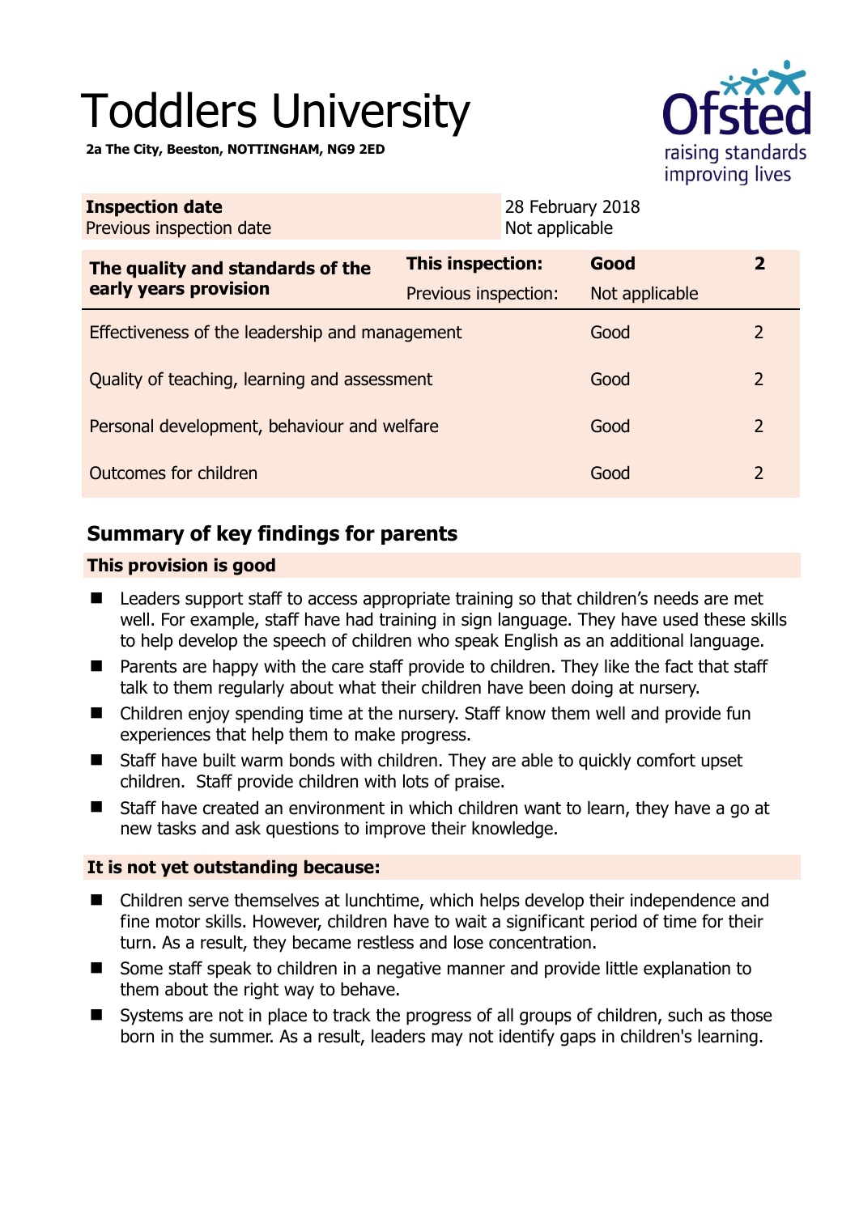# Toddlers University

**2a The City, Beeston, NOTTINGHAM, NG9 2ED**

Ofsted
raising standards
improving lives

| | |
|---|---|
| **Inspection date** | 28 February 2018 |
| Previous inspection date | Not applicable |

| | | | |
|---|---|---|---|
| **The quality and standards of the early years provision** | **This inspection:** | **Good** | **2** |
| | Previous inspection: | Not applicable | |
| Effectiveness of the leadership and management | | Good | 2 |
| Quality of teaching, learning and assessment | | Good | 2 |
| Personal development, behaviour and welfare | | Good | 2 |
| Outcomes for children | | Good | 2 |

## Summary of key findings for parents

### This provision is good

- Leaders support staff to access appropriate training so that children's needs are met well. For example, staff have had training in sign language. They have used these skills to help develop the speech of children who speak English as an additional language.
- Parents are happy with the care staff provide to children. They like the fact that staff talk to them regularly about what their children have been doing at nursery.
- Children enjoy spending time at the nursery. Staff know them well and provide fun experiences that help them to make progress.
- Staff have built warm bonds with children. They are able to quickly comfort upset children. Staff provide children with lots of praise.
- Staff have created an environment in which children want to learn, they have a go at new tasks and ask questions to improve their knowledge.

### It is not yet outstanding because:

- Children serve themselves at lunchtime, which helps develop their independence and fine motor skills. However, children have to wait a significant period of time for their turn. As a result, they became restless and lose concentration.
- Some staff speak to children in a negative manner and provide little explanation to them about the right way to behave.
- Systems are not in place to track the progress of all groups of children, such as those born in the summer. As a result, leaders may not identify gaps in children's learning.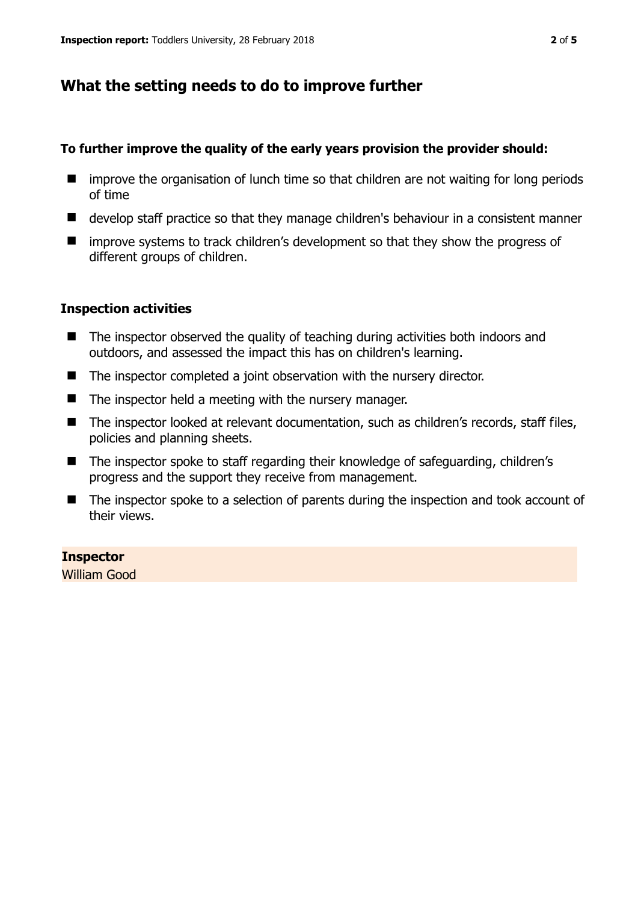## What the setting needs to do to improve further

**To further improve the quality of the early years provision the provider should:**

- improve the organisation of lunch time so that children are not waiting for long periods of time
- develop staff practice so that they manage children's behaviour in a consistent manner
- improve systems to track children's development so that they show the progress of different groups of children.

### Inspection activities

- The inspector observed the quality of teaching during activities both indoors and outdoors, and assessed the impact this has on children's learning.
- The inspector completed a joint observation with the nursery director.
- The inspector held a meeting with the nursery manager.
- The inspector looked at relevant documentation, such as children's records, staff files, policies and planning sheets.
- The inspector spoke to staff regarding their knowledge of safeguarding, children's progress and the support they receive from management.
- The inspector spoke to a selection of parents during the inspection and took account of their views.

**Inspector**
William Good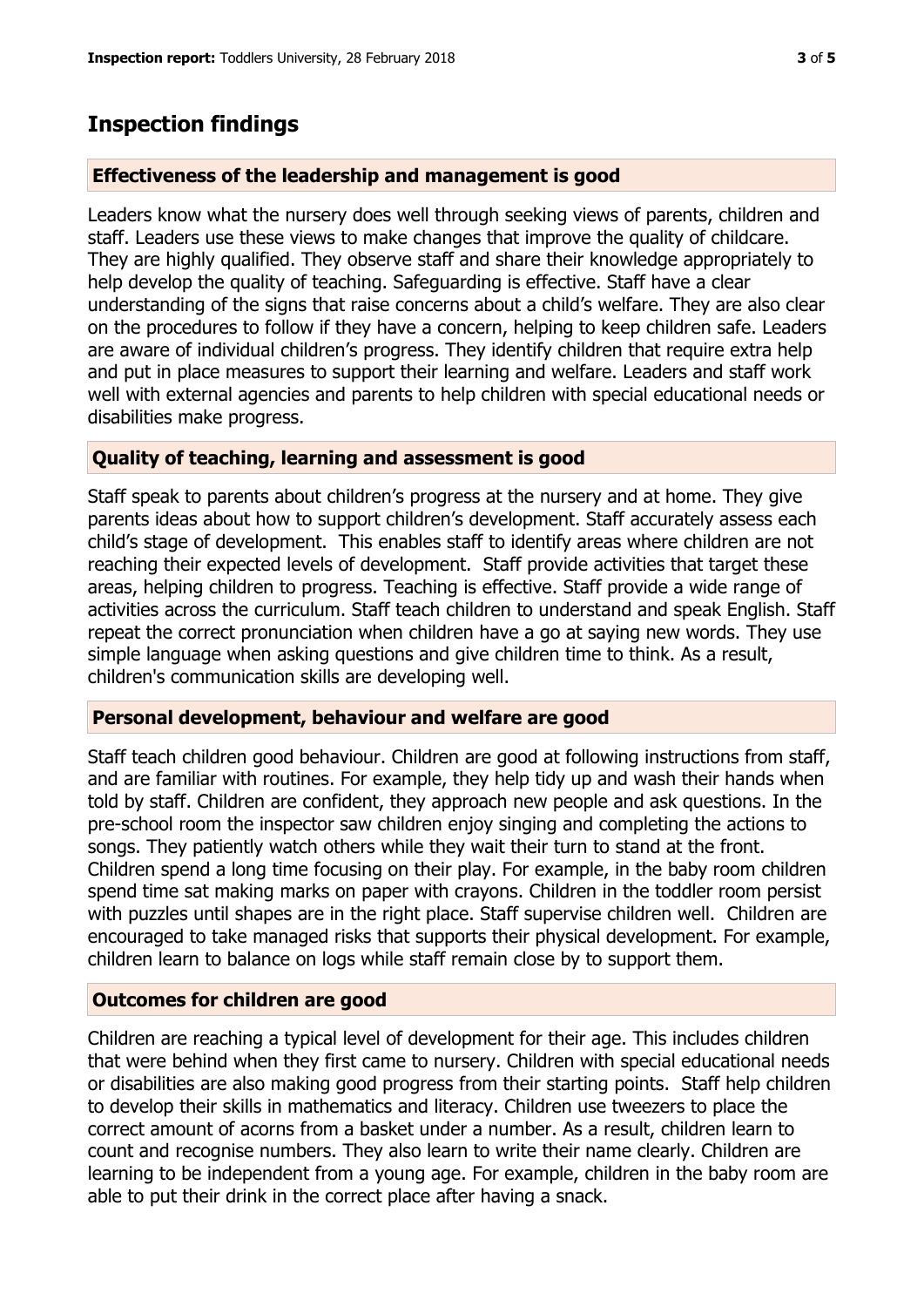## Inspection findings

### Effectiveness of the leadership and management is good

Leaders know what the nursery does well through seeking views of parents, children and staff. Leaders use these views to make changes that improve the quality of childcare. They are highly qualified. They observe staff and share their knowledge appropriately to help develop the quality of teaching. Safeguarding is effective. Staff have a clear understanding of the signs that raise concerns about a child's welfare. They are also clear on the procedures to follow if they have a concern, helping to keep children safe. Leaders are aware of individual children's progress. They identify children that require extra help and put in place measures to support their learning and welfare. Leaders and staff work well with external agencies and parents to help children with special educational needs or disabilities make progress.

### Quality of teaching, learning and assessment is good

Staff speak to parents about children's progress at the nursery and at home. They give parents ideas about how to support children's development. Staff accurately assess each child's stage of development. This enables staff to identify areas where children are not reaching their expected levels of development. Staff provide activities that target these areas, helping children to progress. Teaching is effective. Staff provide a wide range of activities across the curriculum. Staff teach children to understand and speak English. Staff repeat the correct pronunciation when children have a go at saying new words. They use simple language when asking questions and give children time to think. As a result, children's communication skills are developing well.

### Personal development, behaviour and welfare are good

Staff teach children good behaviour. Children are good at following instructions from staff, and are familiar with routines. For example, they help tidy up and wash their hands when told by staff. Children are confident, they approach new people and ask questions. In the pre-school room the inspector saw children enjoy singing and completing the actions to songs. They patiently watch others while they wait their turn to stand at the front. Children spend a long time focusing on their play. For example, in the baby room children spend time sat making marks on paper with crayons. Children in the toddler room persist with puzzles until shapes are in the right place. Staff supervise children well. Children are encouraged to take managed risks that supports their physical development. For example, children learn to balance on logs while staff remain close by to support them.

### Outcomes for children are good

Children are reaching a typical level of development for their age. This includes children that were behind when they first came to nursery. Children with special educational needs or disabilities are also making good progress from their starting points. Staff help children to develop their skills in mathematics and literacy. Children use tweezers to place the correct amount of acorns from a basket under a number. As a result, children learn to count and recognise numbers. They also learn to write their name clearly. Children are learning to be independent from a young age. For example, children in the baby room are able to put their drink in the correct place after having a snack.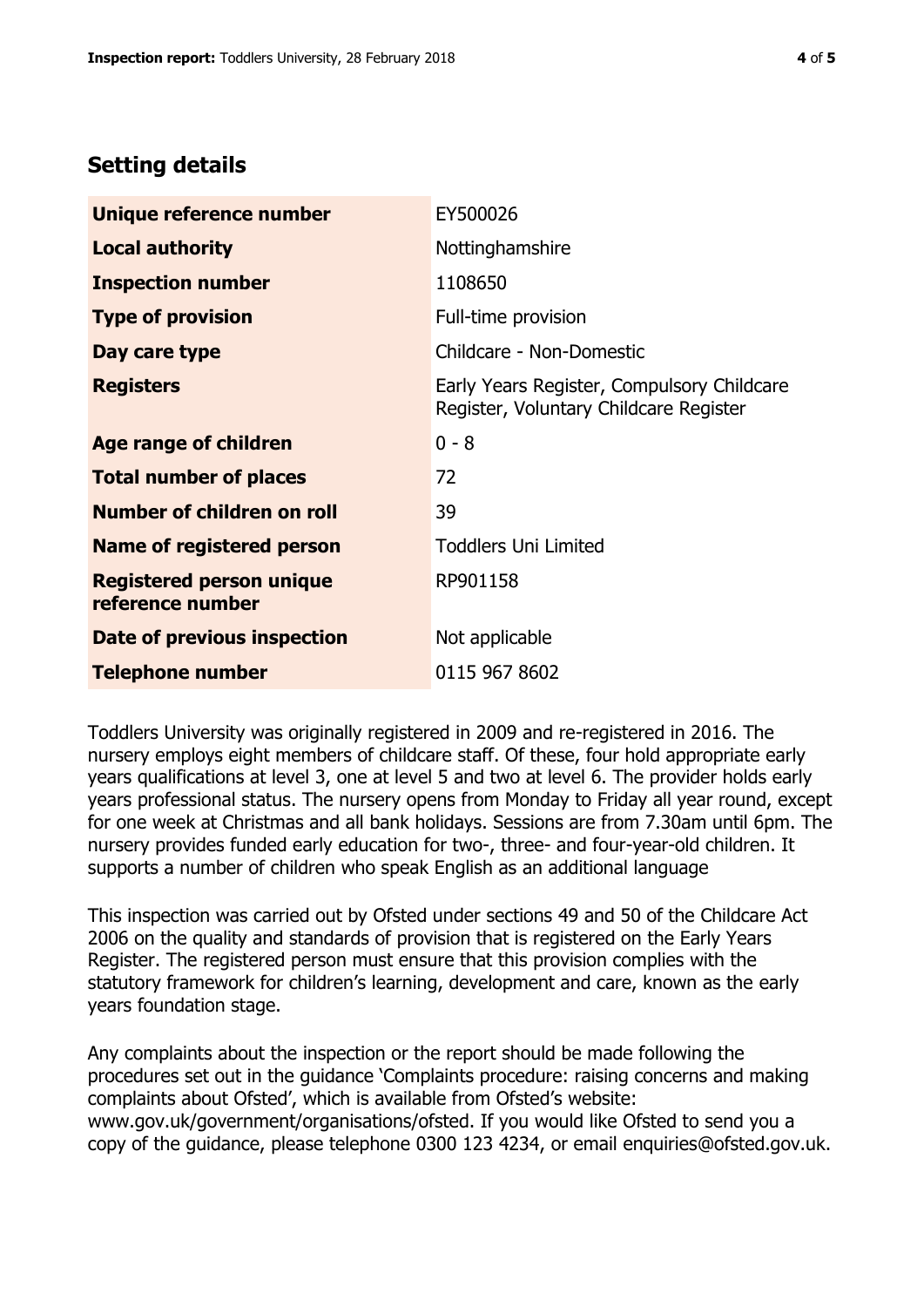## Setting details

| | |
|---|---|
| **Unique reference number** | EY500026 |
| **Local authority** | Nottinghamshire |
| **Inspection number** | 1108650 |
| **Type of provision** | Full-time provision |
| **Day care type** | Childcare - Non-Domestic |
| **Registers** | Early Years Register, Compulsory Childcare Register, Voluntary Childcare Register |
| **Age range of children** | 0 - 8 |
| **Total number of places** | 72 |
| **Number of children on roll** | 39 |
| **Name of registered person** | Toddlers Uni Limited |
| **Registered person unique reference number** | RP901158 |
| **Date of previous inspection** | Not applicable |
| **Telephone number** | 0115 967 8602 |

Toddlers University was originally registered in 2009 and re-registered in 2016. The nursery employs eight members of childcare staff. Of these, four hold appropriate early years qualifications at level 3, one at level 5 and two at level 6. The provider holds early years professional status. The nursery opens from Monday to Friday all year round, except for one week at Christmas and all bank holidays. Sessions are from 7.30am until 6pm. The nursery provides funded early education for two-, three- and four-year-old children. It supports a number of children who speak English as an additional language

This inspection was carried out by Ofsted under sections 49 and 50 of the Childcare Act 2006 on the quality and standards of provision that is registered on the Early Years Register. The registered person must ensure that this provision complies with the statutory framework for children's learning, development and care, known as the early years foundation stage.

Any complaints about the inspection or the report should be made following the procedures set out in the guidance 'Complaints procedure: raising concerns and making complaints about Ofsted', which is available from Ofsted's website: www.gov.uk/government/organisations/ofsted. If you would like Ofsted to send you a copy of the guidance, please telephone 0300 123 4234, or email enquiries@ofsted.gov.uk.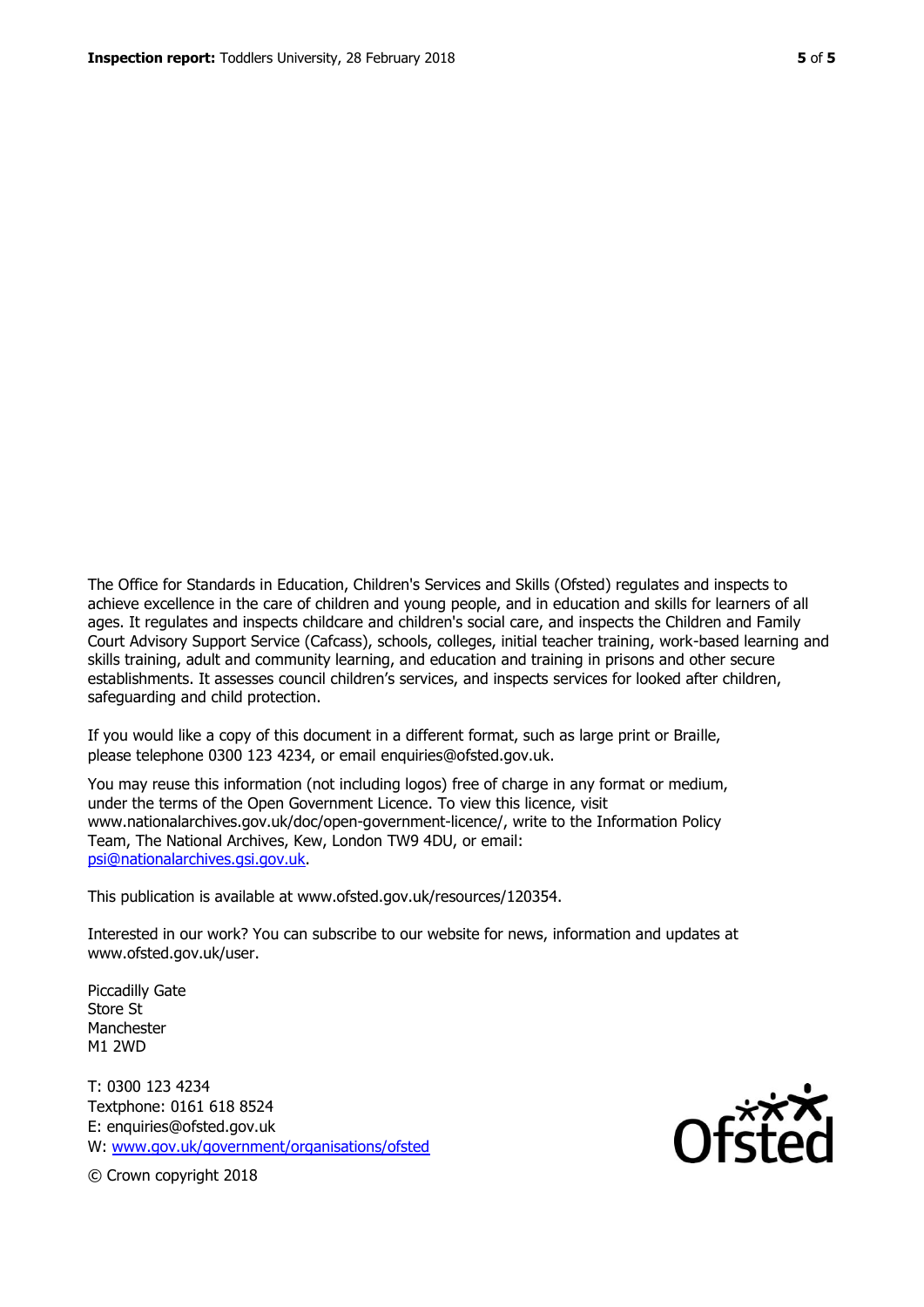The Office for Standards in Education, Children's Services and Skills (Ofsted) regulates and inspects to achieve excellence in the care of children and young people, and in education and skills for learners of all ages. It regulates and inspects childcare and children's social care, and inspects the Children and Family Court Advisory Support Service (Cafcass), schools, colleges, initial teacher training, work-based learning and skills training, adult and community learning, and education and training in prisons and other secure establishments. It assesses council children's services, and inspects services for looked after children, safeguarding and child protection.

If you would like a copy of this document in a different format, such as large print or Braille, please telephone 0300 123 4234, or email enquiries@ofsted.gov.uk.

You may reuse this information (not including logos) free of charge in any format or medium, under the terms of the Open Government Licence. To view this licence, visit www.nationalarchives.gov.uk/doc/open-government-licence/, write to the Information Policy Team, The National Archives, Kew, London TW9 4DU, or email: psi@nationalarchives.gsi.gov.uk.

This publication is available at www.ofsted.gov.uk/resources/120354.

Interested in our work? You can subscribe to our website for news, information and updates at www.ofsted.gov.uk/user.

Piccadilly Gate
Store St
Manchester
M1 2WD

T: 0300 123 4234
Textphone: 0161 618 8524
E: enquiries@ofsted.gov.uk
W: www.gov.uk/government/organisations/ofsted

© Crown copyright 2018